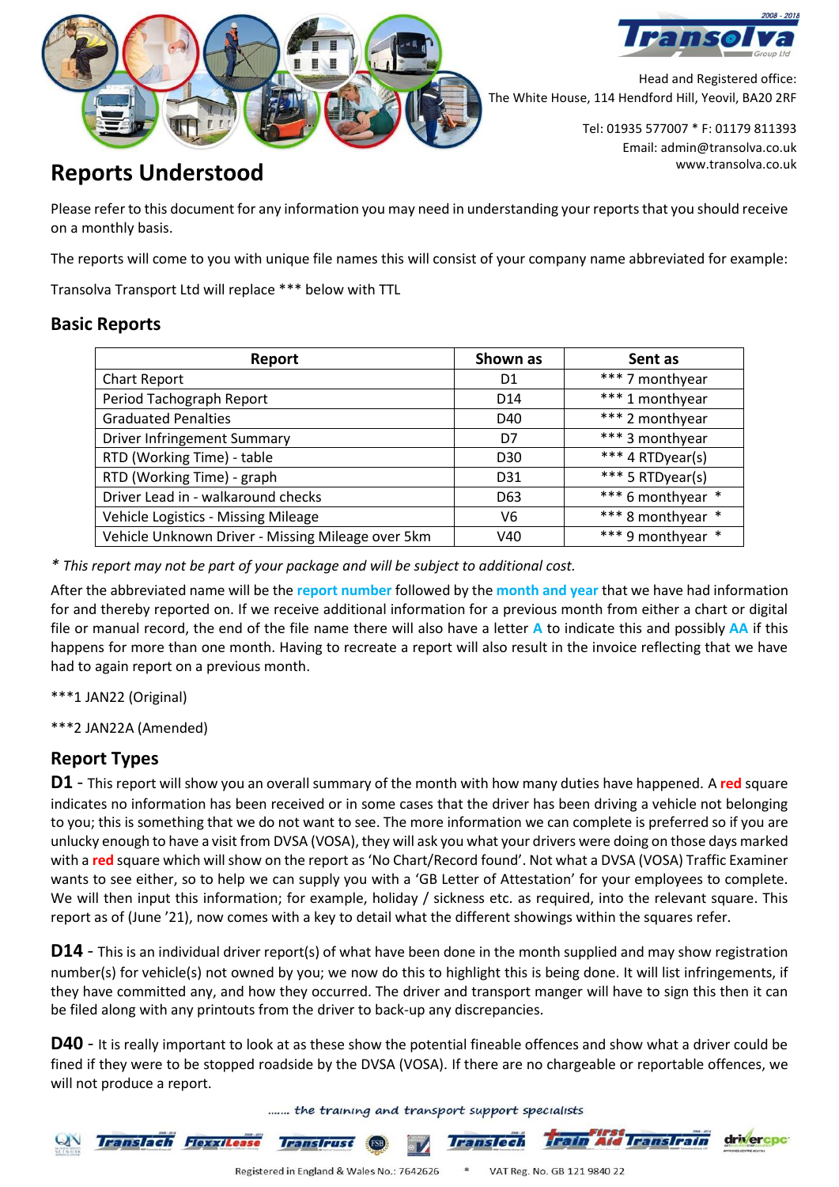Head and Registered office:
The White House, 114 Hendford Hill, Yeovil, BA20 2RF

Tel: 01935 577007 * F: 01179 811393
Email: admin@transolva.co.uk
www.transolva.co.uk

# Reports Understood

Please refer to this document for any information you may need in understanding your reports that you should receive on a monthly basis.

The reports will come to you with unique file names this will consist of your company name abbreviated for example:

Transolva Transport Ltd will replace *** below with TTL

## Basic Reports

| Report | Shown as | Sent as |
|---|---|---|
| Chart Report | D1 | *** 7 monthyear |
| Period Tachograph Report | D14 | *** 1 monthyear |
| Graduated Penalties | D40 | *** 2 monthyear |
| Driver Infringement Summary | D7 | *** 3 monthyear |
| RTD (Working Time) - table | D30 | *** 4 RTDyear(s) |
| RTD (Working Time) - graph | D31 | *** 5 RTDyear(s) |
| Driver Lead in - walkaround checks | D63 | *** 6 monthyear * |
| Vehicle Logistics - Missing Mileage | V6 | *** 8 monthyear * |
| Vehicle Unknown Driver - Missing Mileage over 5km | V40 | *** 9 monthyear * |

*\* This report may not be part of your package and will be subject to additional cost.*

After the abbreviated name will be the **report number** followed by the **month and year** that we have had information for and thereby reported on. If we receive additional information for a previous month from either a chart or digital file or manual record, the end of the file name there will also have a letter **A** to indicate this and possibly **AA** if this happens for more than one month. Having to recreate a report will also result in the invoice reflecting that we have had to again report on a previous month.

***1 JAN22 (Original)

***2 JAN22A (Amended)

## Report Types

**D1** - This report will show you an overall summary of the month with how many duties have happened. A **red** square indicates no information has been received or in some cases that the driver has been driving a vehicle not belonging to you; this is something that we do not want to see. The more information we can complete is preferred so if you are unlucky enough to have a visit from DVSA (VOSA), they will ask you what your drivers were doing on those days marked with a **red** square which will show on the report as 'No Chart/Record found'. Not what a DVSA (VOSA) Traffic Examiner wants to see either, so to help we can supply you with a 'GB Letter of Attestation' for your employees to complete. We will then input this information; for example, holiday / sickness etc. as required, into the relevant square. This report as of (June '21), now comes with a key to detail what the different showings within the squares refer.

**D14** - This is an individual driver report(s) of what have been done in the month supplied and may show registration number(s) for vehicle(s) not owned by you; we now do this to highlight this is being done. It will list infringements, if they have committed any, and how they occurred. The driver and transport manger will have to sign this then it can be filed along with any printouts from the driver to back-up any discrepancies.

**D40** - It is really important to look at as these show the potential fineable offences and show what a driver could be fined if they were to be stopped roadside by the DVSA (VOSA). If there are no chargeable or reportable offences, we will not produce a report.

....... the training and transport support specialists

Registered in England & Wales No.: 7642626 * VAT Reg. No. GB 121 9840 22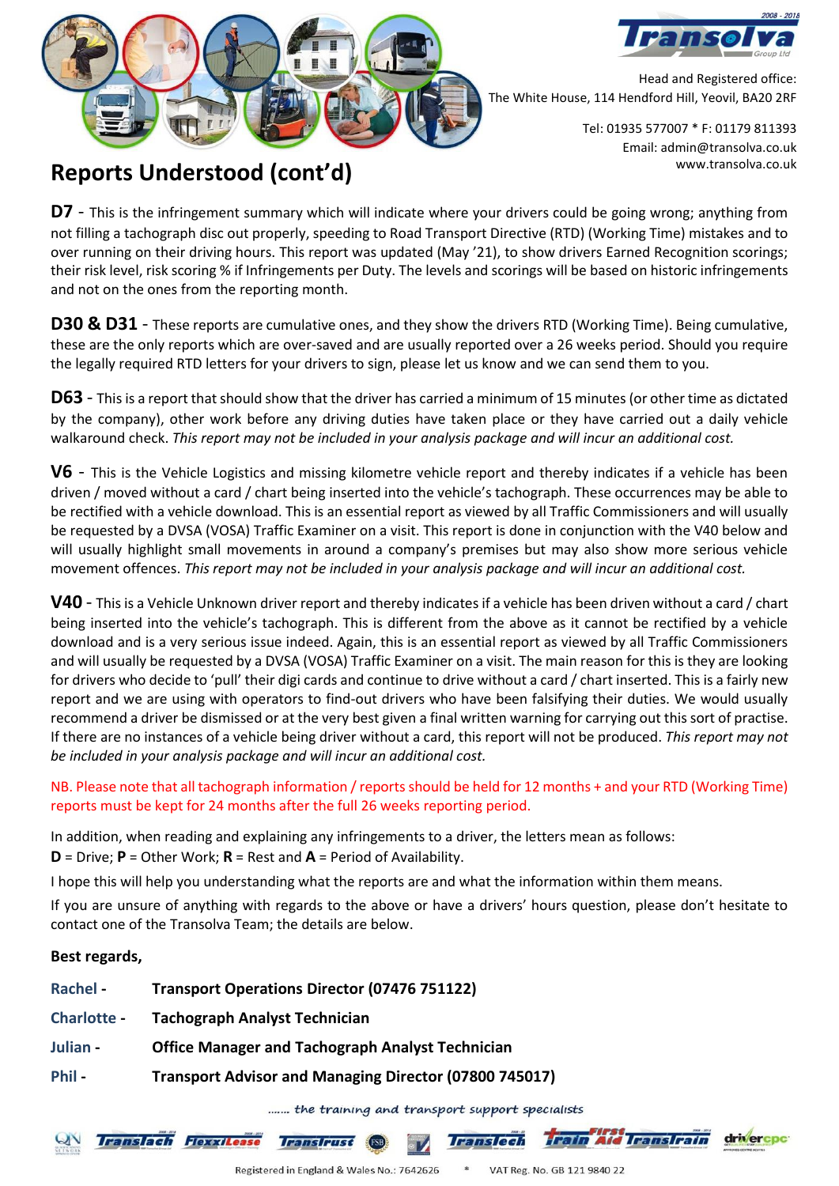Head and Registered office:
The White House, 114 Hendford Hill, Yeovil, BA20 2RF

Tel: 01935 577007 * F: 01179 811393
Email: admin@transolva.co.uk
www.transolva.co.uk

# Reports Understood (cont'd)

**D7** - This is the infringement summary which will indicate where your drivers could be going wrong; anything from not filling a tachograph disc out properly, speeding to Road Transport Directive (RTD) (Working Time) mistakes and to over running on their driving hours. This report was updated (May '21), to show drivers Earned Recognition scorings; their risk level, risk scoring % if Infringements per Duty. The levels and scorings will be based on historic infringements and not on the ones from the reporting month.

**D30 & D31** - These reports are cumulative ones, and they show the drivers RTD (Working Time). Being cumulative, these are the only reports which are over-saved and are usually reported over a 26 weeks period. Should you require the legally required RTD letters for your drivers to sign, please let us know and we can send them to you.

**D63** - This is a report that should show that the driver has carried a minimum of 15 minutes (or other time as dictated by the company), other work before any driving duties have taken place or they have carried out a daily vehicle walkaround check. *This report may not be included in your analysis package and will incur an additional cost.*

**V6** - This is the Vehicle Logistics and missing kilometre vehicle report and thereby indicates if a vehicle has been driven / moved without a card / chart being inserted into the vehicle's tachograph. These occurrences may be able to be rectified with a vehicle download. This is an essential report as viewed by all Traffic Commissioners and will usually be requested by a DVSA (VOSA) Traffic Examiner on a visit. This report is done in conjunction with the V40 below and will usually highlight small movements in around a company's premises but may also show more serious vehicle movement offences. *This report may not be included in your analysis package and will incur an additional cost.*

**V40** - This is a Vehicle Unknown driver report and thereby indicates if a vehicle has been driven without a card / chart being inserted into the vehicle's tachograph. This is different from the above as it cannot be rectified by a vehicle download and is a very serious issue indeed. Again, this is an essential report as viewed by all Traffic Commissioners and will usually be requested by a DVSA (VOSA) Traffic Examiner on a visit. The main reason for this is they are looking for drivers who decide to 'pull' their digi cards and continue to drive without a card / chart inserted. This is a fairly new report and we are using with operators to find-out drivers who have been falsifying their duties. We would usually recommend a driver be dismissed or at the very best given a final written warning for carrying out this sort of practise. If there are no instances of a vehicle being driver without a card, this report will not be produced. *This report may not be included in your analysis package and will incur an additional cost.*

NB. Please note that all tachograph information / reports should be held for 12 months + and your RTD (Working Time) reports must be kept for 24 months after the full 26 weeks reporting period.

In addition, when reading and explaining any infringements to a driver, the letters mean as follows:
**D** = Drive; **P** = Other Work; **R** = Rest and **A** = Period of Availability.

I hope this will help you understanding what the reports are and what the information within them means.

If you are unsure of anything with regards to the above or have a drivers' hours question, please don't hesitate to contact one of the Transolva Team; the details are below.

**Best regards,**

**Rachel** - **Transport Operations Director (07476 751122)**

**Charlotte** - **Tachograph Analyst Technician**

**Julian** - **Office Manager and Tachograph Analyst Technician**

**Phil** - **Transport Advisor and Managing Director (07800 745017)**

....... *the training and transport support specialists*

Registered in England & Wales No.: 7642626 * VAT Reg. No. GB 121 9840 22